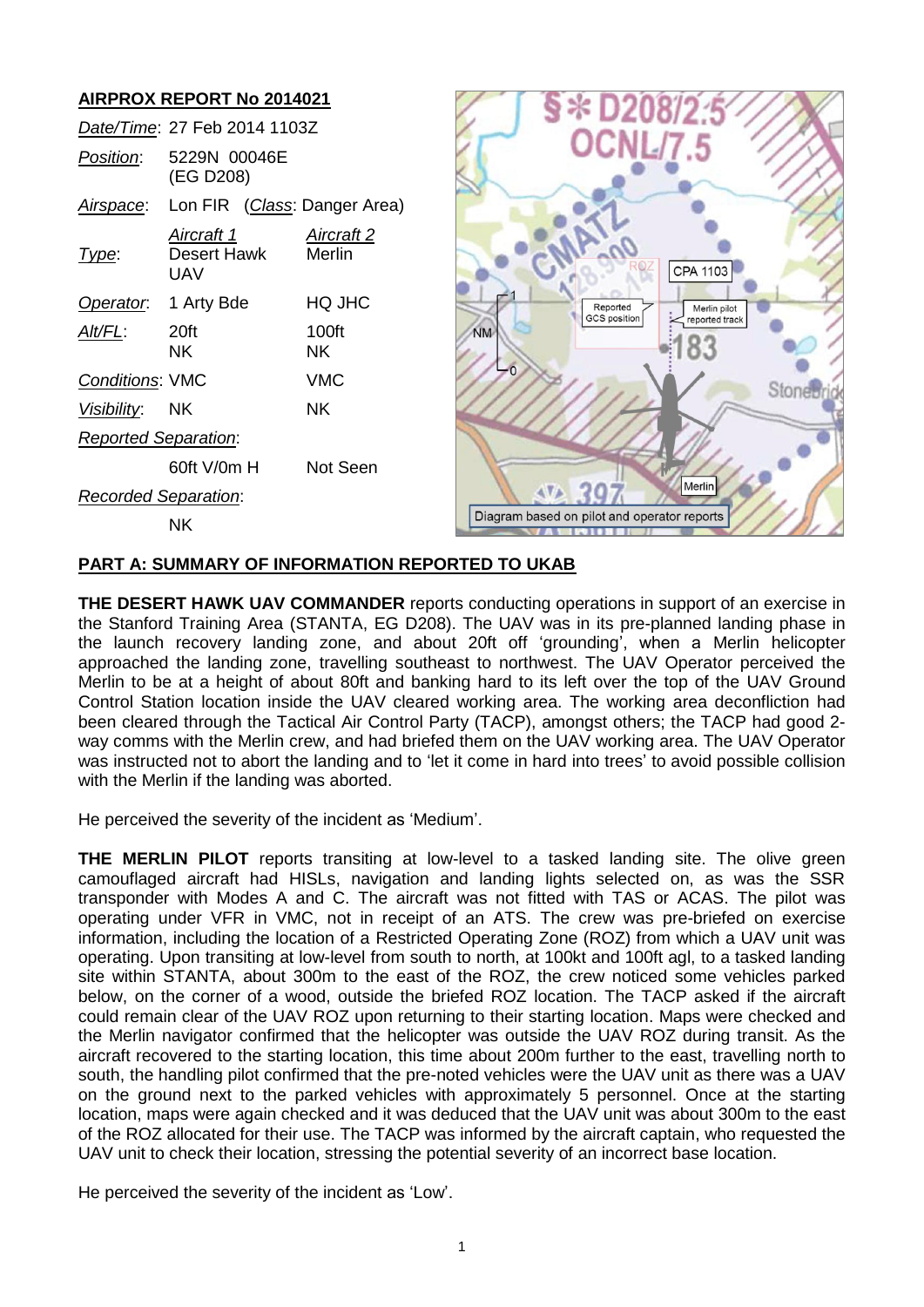## AIRPROX REPORT No 2014021

| | | |
|---|---|---|
| *Date/Time*: | 27 Feb 2014 1103Z | |
| *Position*: | 5229N 00046E (EG D208) | |
| *Airspace*: | Lon FIR (*Class*: Danger Area) | |
| | *Aircraft 1* | *Aircraft 2* |
| *Type*: | Desert Hawk UAV | Merlin |
| *Operator*: | 1 Arty Bde | HQ JHC |
| *Alt/FL*: | 20ft NK | 100ft NK |
| *Conditions*: | VMC | VMC |
| *Visibility*: | NK | NK |
| *Reported Separation*: | | |
| | 60ft V/0m H | Not Seen |
| *Recorded Separation*: | | |
| | NK | |

Diagram based on pilot and operator reports

## PART A: SUMMARY OF INFORMATION REPORTED TO UKAB

**THE DESERT HAWK UAV COMMANDER** reports conducting operations in support of an exercise in the Stanford Training Area (STANTA, EG D208). The UAV was in its pre-planned landing phase in the launch recovery landing zone, and about 20ft off 'grounding', when a Merlin helicopter approached the landing zone, travelling southeast to northwest. The UAV Operator perceived the Merlin to be at a height of about 80ft and banking hard to its left over the top of the UAV Ground Control Station location inside the UAV cleared working area. The working area deconfliction had been cleared through the Tactical Air Control Party (TACP), amongst others; the TACP had good 2-way comms with the Merlin crew, and had briefed them on the UAV working area. The UAV Operator was instructed not to abort the landing and to 'let it come in hard into trees' to avoid possible collision with the Merlin if the landing was aborted.

He perceived the severity of the incident as 'Medium'.

**THE MERLIN PILOT** reports transiting at low-level to a tasked landing site. The olive green camouflaged aircraft had HISLs, navigation and landing lights selected on, as was the SSR transponder with Modes A and C. The aircraft was not fitted with TAS or ACAS. The pilot was operating under VFR in VMC, not in receipt of an ATS. The crew was pre-briefed on exercise information, including the location of a Restricted Operating Zone (ROZ) from which a UAV unit was operating. Upon transiting at low-level from south to north, at 100kt and 100ft agl, to a tasked landing site within STANTA, about 300m to the east of the ROZ, the crew noticed some vehicles parked below, on the corner of a wood, outside the briefed ROZ location. The TACP asked if the aircraft could remain clear of the UAV ROZ upon returning to their starting location. Maps were checked and the Merlin navigator confirmed that the helicopter was outside the UAV ROZ during transit. As the aircraft recovered to the starting location, this time about 200m further to the east, travelling north to south, the handling pilot confirmed that the pre-noted vehicles were the UAV unit as there was a UAV on the ground next to the parked vehicles with approximately 5 personnel. Once at the starting location, maps were again checked and it was deduced that the UAV unit was about 300m to the east of the ROZ allocated for their use. The TACP was informed by the aircraft captain, who requested the UAV unit to check their location, stressing the potential severity of an incorrect base location.

He perceived the severity of the incident as 'Low'.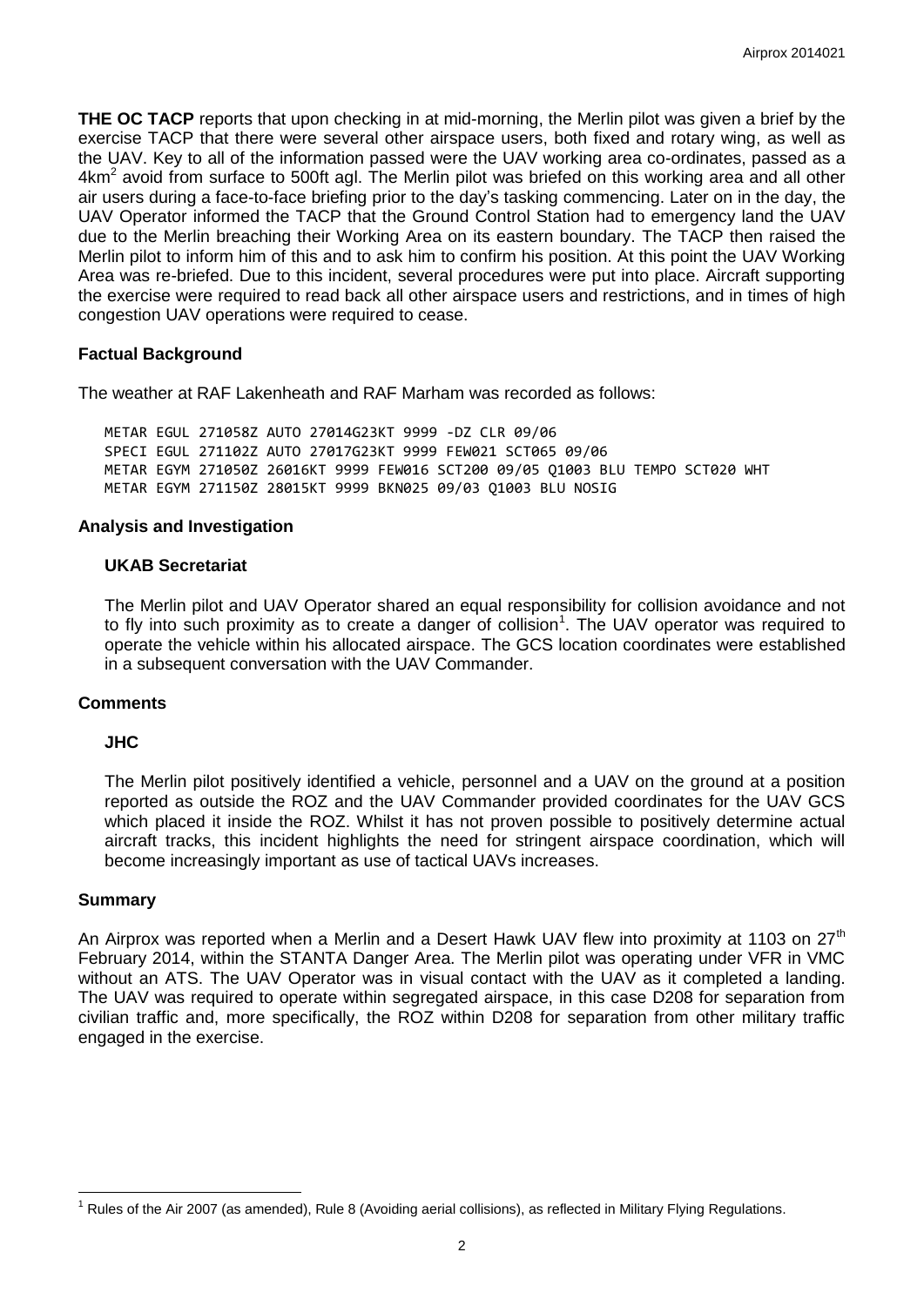**THE OC TACP** reports that upon checking in at mid-morning, the Merlin pilot was given a brief by the exercise TACP that there were several other airspace users, both fixed and rotary wing, as well as the UAV. Key to all of the information passed were the UAV working area co-ordinates, passed as a $4km^2$ avoid from surface to 500ft agl. The Merlin pilot was briefed on this working area and all other air users during a face-to-face briefing prior to the day's tasking commencing. Later on in the day, the UAV Operator informed the TACP that the Ground Control Station had to emergency land the UAV due to the Merlin breaching their Working Area on its eastern boundary. The TACP then raised the Merlin pilot to inform him of this and to ask him to confirm his position. At this point the UAV Working Area was re-briefed. Due to this incident, several procedures were put into place. Aircraft supporting the exercise were required to read back all other airspace users and restrictions, and in times of high congestion UAV operations were required to cease.

### Factual Background

The weather at RAF Lakenheath and RAF Marham was recorded as follows:

```
METAR EGUL 271058Z AUTO 27014G23KT 9999 -DZ CLR 09/06
SPECI EGUL 271102Z AUTO 27017G23KT 9999 FEW021 SCT065 09/06
METAR EGYM 271050Z 26016KT 9999 FEW016 SCT200 09/05 Q1003 BLU TEMPO SCT020 WHT
METAR EGYM 271150Z 28015KT 9999 BKN025 09/03 Q1003 BLU NOSIG
```

### Analysis and Investigation

#### UKAB Secretariat

The Merlin pilot and UAV Operator shared an equal responsibility for collision avoidance and not to fly into such proximity as to create a danger of collision[1]. The UAV operator was required to operate the vehicle within his allocated airspace. The GCS location coordinates were established in a subsequent conversation with the UAV Commander.

### Comments

#### JHC

The Merlin pilot positively identified a vehicle, personnel and a UAV on the ground at a position reported as outside the ROZ and the UAV Commander provided coordinates for the UAV GCS which placed it inside the ROZ. Whilst it has not proven possible to positively determine actual aircraft tracks, this incident highlights the need for stringent airspace coordination, which will become increasingly important as use of tactical UAVs increases.

### Summary

An Airprox was reported when a Merlin and a Desert Hawk UAV flew into proximity at 1103 on 27th February 2014, within the STANTA Danger Area. The Merlin pilot was operating under VFR in VMC without an ATS. The UAV Operator was in visual contact with the UAV as it completed a landing. The UAV was required to operate within segregated airspace, in this case D208 for separation from civilian traffic and, more specifically, the ROZ within D208 for separation from other military traffic engaged in the exercise.

[1] Rules of the Air 2007 (as amended), Rule 8 (Avoiding aerial collisions), as reflected in Military Flying Regulations.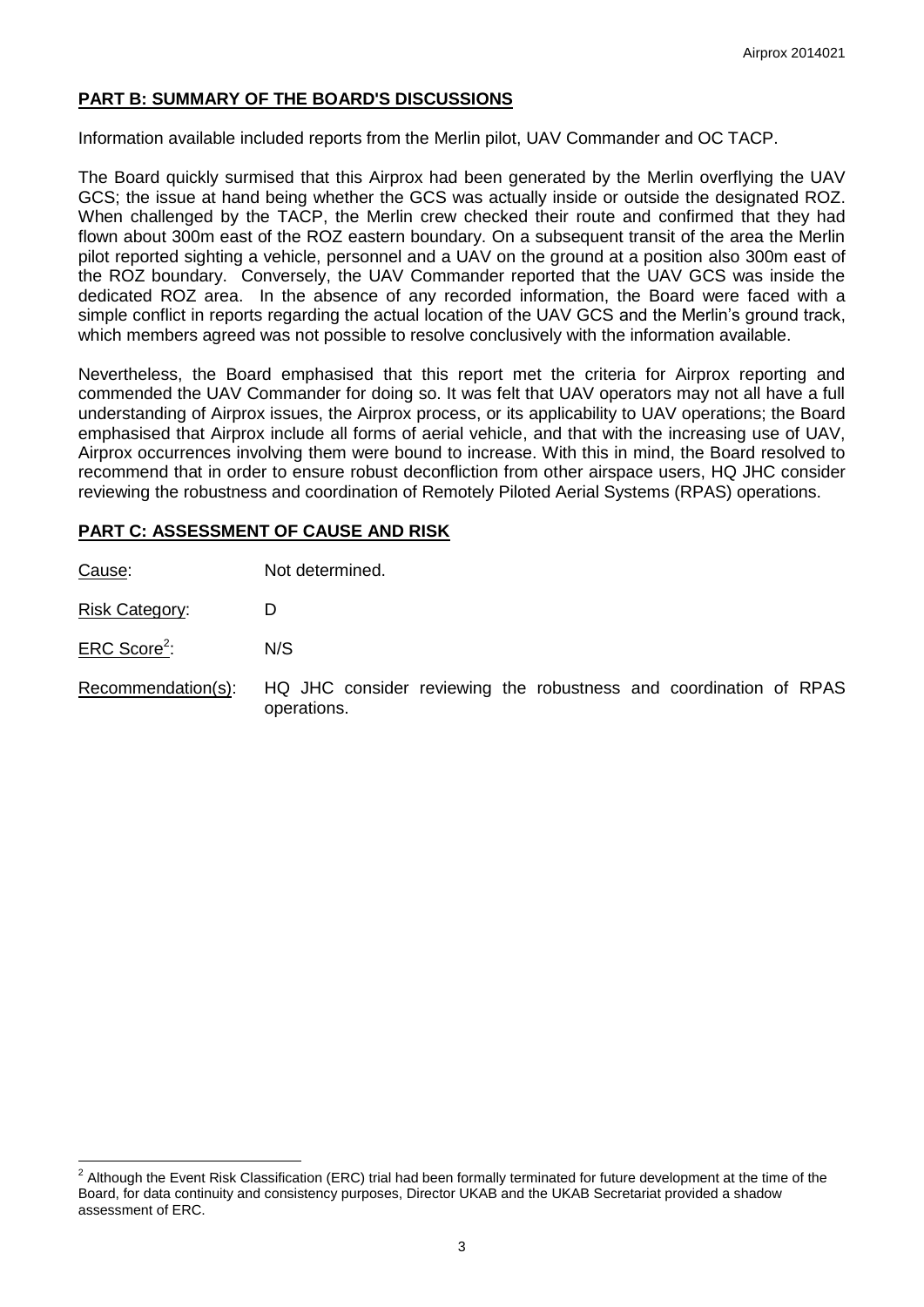## PART B: SUMMARY OF THE BOARD'S DISCUSSIONS

Information available included reports from the Merlin pilot, UAV Commander and OC TACP.

The Board quickly surmised that this Airprox had been generated by the Merlin overflying the UAV GCS; the issue at hand being whether the GCS was actually inside or outside the designated ROZ. When challenged by the TACP, the Merlin crew checked their route and confirmed that they had flown about 300m east of the ROZ eastern boundary. On a subsequent transit of the area the Merlin pilot reported sighting a vehicle, personnel and a UAV on the ground at a position also 300m east of the ROZ boundary. Conversely, the UAV Commander reported that the UAV GCS was inside the dedicated ROZ area. In the absence of any recorded information, the Board were faced with a simple conflict in reports regarding the actual location of the UAV GCS and the Merlin's ground track, which members agreed was not possible to resolve conclusively with the information available.

Nevertheless, the Board emphasised that this report met the criteria for Airprox reporting and commended the UAV Commander for doing so. It was felt that UAV operators may not all have a full understanding of Airprox issues, the Airprox process, or its applicability to UAV operations; the Board emphasised that Airprox include all forms of aerial vehicle, and that with the increasing use of UAV, Airprox occurrences involving them were bound to increase. With this in mind, the Board resolved to recommend that in order to ensure robust deconfliction from other airspace users, HQ JHC consider reviewing the robustness and coordination of Remotely Piloted Aerial Systems (RPAS) operations.

## PART C: ASSESSMENT OF CAUSE AND RISK

| | |
|---|---|
| Cause: | Not determined. |
| Risk Category: | D |
| ERC Score[2]: | N/S |
| Recommendation(s): | HQ JHC consider reviewing the robustness and coordination of RPAS operations. |

[2] Although the Event Risk Classification (ERC) trial had been formally terminated for future development at the time of the Board, for data continuity and consistency purposes, Director UKAB and the UKAB Secretariat provided a shadow assessment of ERC.